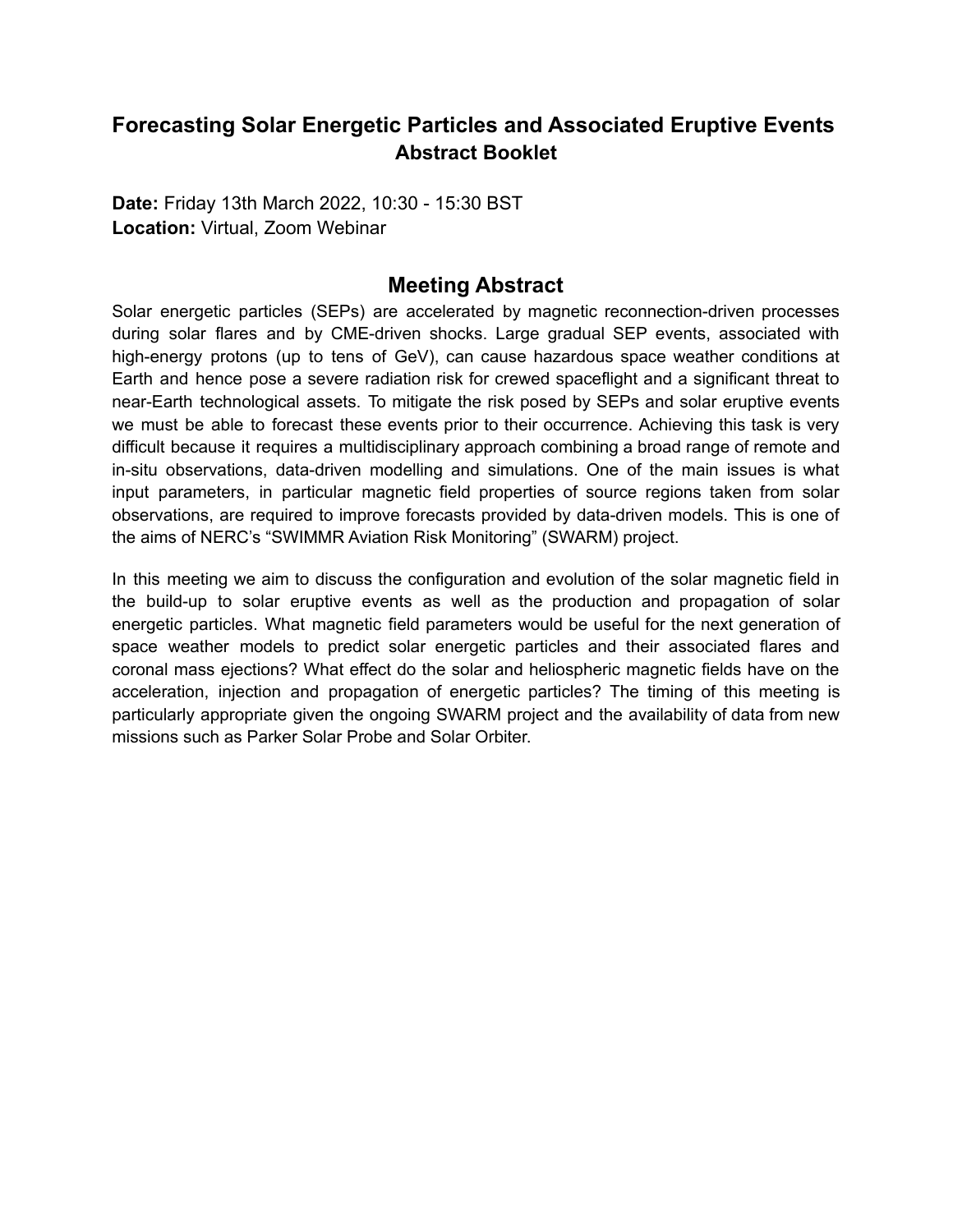# Forecasting Solar Energetic Particles and Associated Eruptive Events
# Abstract Booklet

**Date:** Friday 13th March 2022, 10:30 - 15:30 BST
**Location:** Virtual, Zoom Webinar

## Meeting Abstract

Solar energetic particles (SEPs) are accelerated by magnetic reconnection-driven processes during solar flares and by CME-driven shocks. Large gradual SEP events, associated with high-energy protons (up to tens of GeV), can cause hazardous space weather conditions at Earth and hence pose a severe radiation risk for crewed spaceflight and a significant threat to near-Earth technological assets. To mitigate the risk posed by SEPs and solar eruptive events we must be able to forecast these events prior to their occurrence. Achieving this task is very difficult because it requires a multidisciplinary approach combining a broad range of remote and in-situ observations, data-driven modelling and simulations. One of the main issues is what input parameters, in particular magnetic field properties of source regions taken from solar observations, are required to improve forecasts provided by data-driven models. This is one of the aims of NERC's "SWIMMR Aviation Risk Monitoring" (SWARM) project.

In this meeting we aim to discuss the configuration and evolution of the solar magnetic field in the build-up to solar eruptive events as well as the production and propagation of solar energetic particles. What magnetic field parameters would be useful for the next generation of space weather models to predict solar energetic particles and their associated flares and coronal mass ejections? What effect do the solar and heliospheric magnetic fields have on the acceleration, injection and propagation of energetic particles? The timing of this meeting is particularly appropriate given the ongoing SWARM project and the availability of data from new missions such as Parker Solar Probe and Solar Orbiter.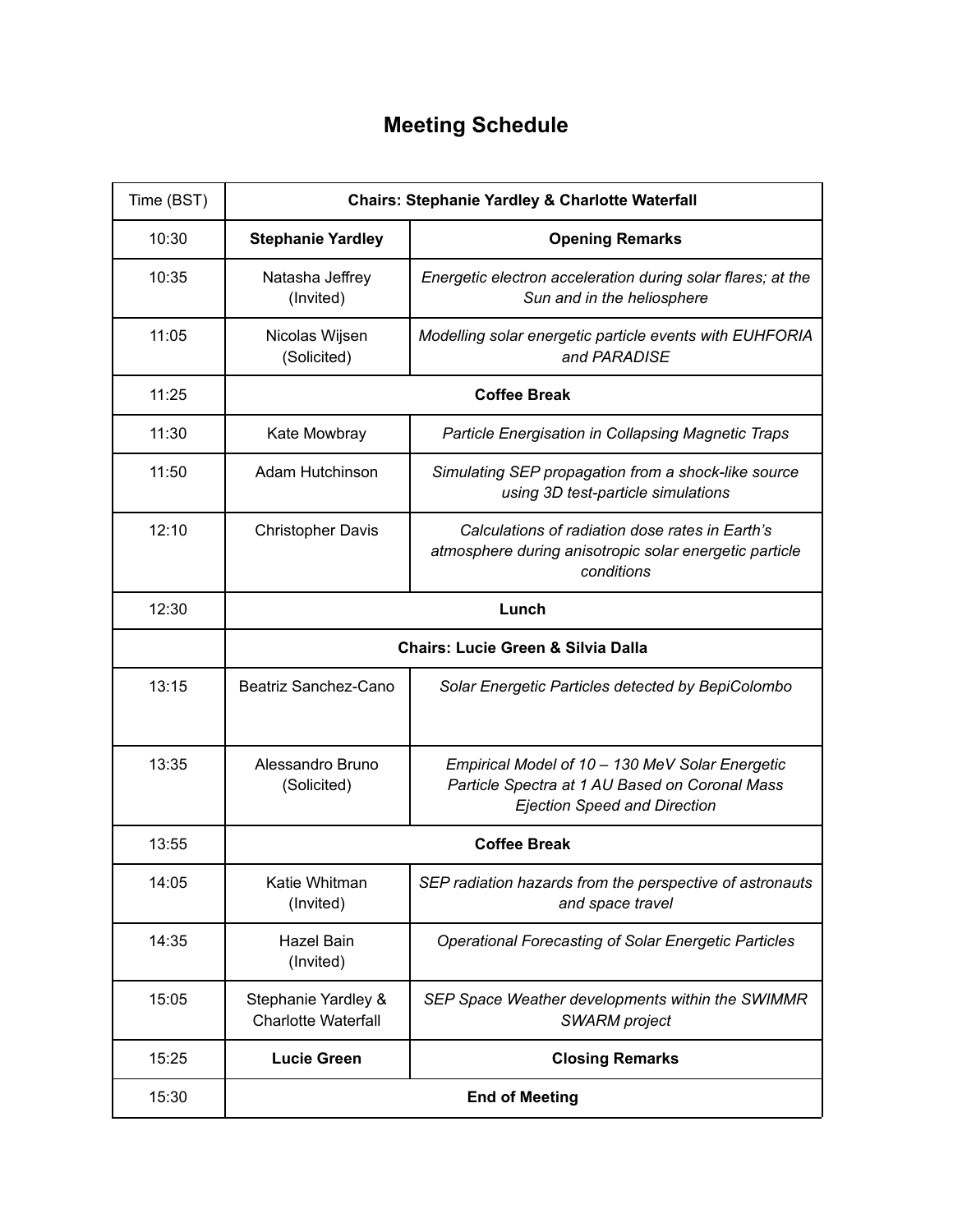# Meeting Schedule

| Time (BST) | **Chairs: Stephanie Yardley & Charlotte Waterfall** | |
|---|---|---|
| 10:30 | **Stephanie Yardley** | **Opening Remarks** |
| 10:35 | Natasha Jeffrey (Invited) | *Energetic electron acceleration during solar flares; at the Sun and in the heliosphere* |
| 11:05 | Nicolas Wijsen (Solicited) | *Modelling solar energetic particle events with EUHFORIA and PARADISE* |
| 11:25 | **Coffee Break** | |
| 11:30 | Kate Mowbray | *Particle Energisation in Collapsing Magnetic Traps* |
| 11:50 | Adam Hutchinson | *Simulating SEP propagation from a shock-like source using 3D test-particle simulations* |
| 12:10 | Christopher Davis | *Calculations of radiation dose rates in Earth's atmosphere during anisotropic solar energetic particle conditions* |
| 12:30 | **Lunch** | |
| | **Chairs: Lucie Green & Silvia Dalla** | |
| 13:15 | Beatriz Sanchez-Cano | *Solar Energetic Particles detected by BepiColombo* |
| 13:35 | Alessandro Bruno (Solicited) | *Empirical Model of 10 – 130 MeV Solar Energetic Particle Spectra at 1 AU Based on Coronal Mass Ejection Speed and Direction* |
| 13:55 | **Coffee Break** | |
| 14:05 | Katie Whitman (Invited) | *SEP radiation hazards from the perspective of astronauts and space travel* |
| 14:35 | Hazel Bain (Invited) | *Operational Forecasting of Solar Energetic Particles* |
| 15:05 | Stephanie Yardley & Charlotte Waterfall | *SEP Space Weather developments within the SWIMMR SWARM project* |
| 15:25 | **Lucie Green** | **Closing Remarks** |
| 15:30 | **End of Meeting** | |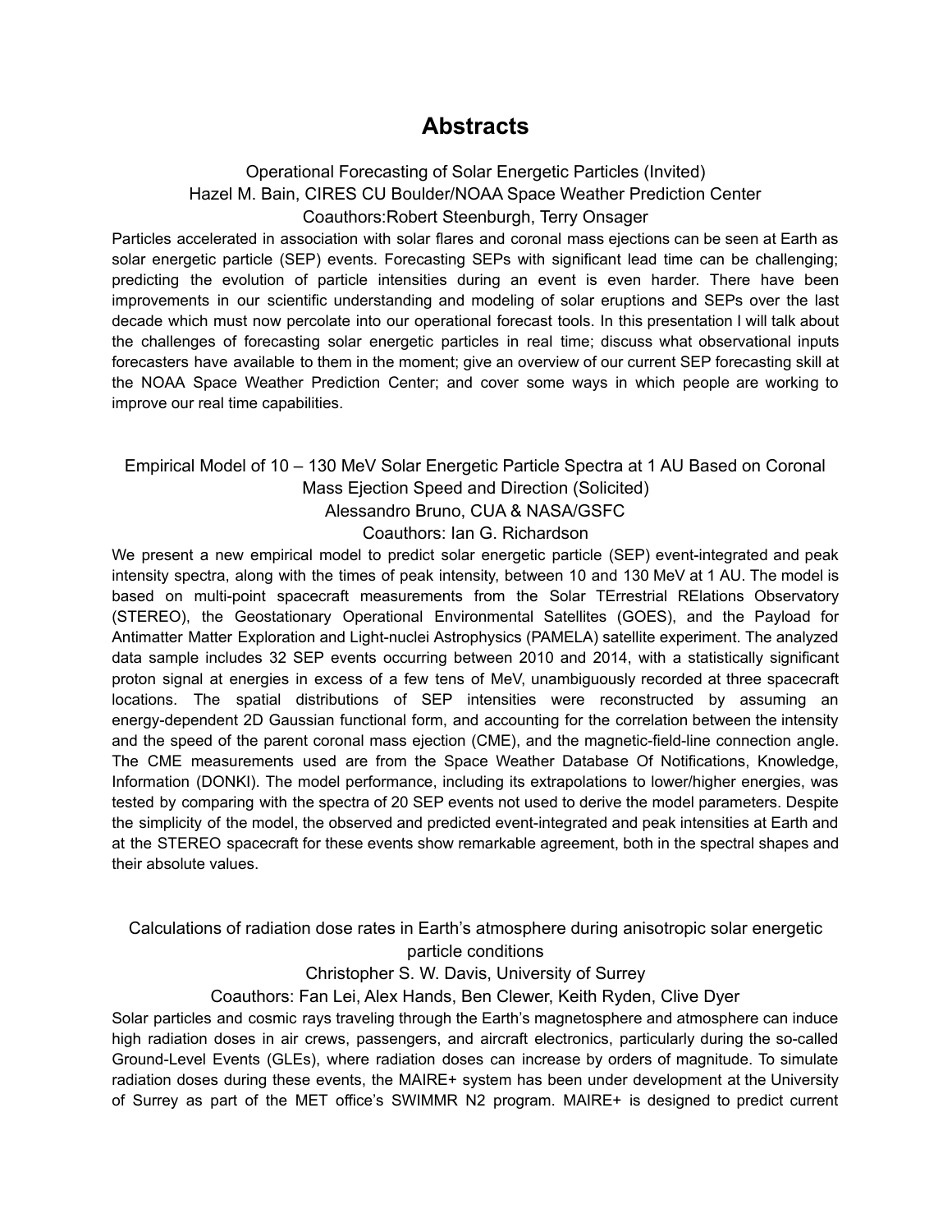# Abstracts

Operational Forecasting of Solar Energetic Particles (Invited)
Hazel M. Bain, CIRES CU Boulder/NOAA Space Weather Prediction Center
Coauthors:Robert Steenburgh, Terry Onsager

Particles accelerated in association with solar flares and coronal mass ejections can be seen at Earth as solar energetic particle (SEP) events. Forecasting SEPs with significant lead time can be challenging; predicting the evolution of particle intensities during an event is even harder. There have been improvements in our scientific understanding and modeling of solar eruptions and SEPs over the last decade which must now percolate into our operational forecast tools. In this presentation I will talk about the challenges of forecasting solar energetic particles in real time; discuss what observational inputs forecasters have available to them in the moment; give an overview of our current SEP forecasting skill at the NOAA Space Weather Prediction Center; and cover some ways in which people are working to improve our real time capabilities.

Empirical Model of 10 – 130 MeV Solar Energetic Particle Spectra at 1 AU Based on Coronal Mass Ejection Speed and Direction (Solicited)
Alessandro Bruno, CUA & NASA/GSFC
Coauthors: Ian G. Richardson

We present a new empirical model to predict solar energetic particle (SEP) event-integrated and peak intensity spectra, along with the times of peak intensity, between 10 and 130 MeV at 1 AU. The model is based on multi-point spacecraft measurements from the Solar TErrestrial RElations Observatory (STEREO), the Geostationary Operational Environmental Satellites (GOES), and the Payload for Antimatter Matter Exploration and Light-nuclei Astrophysics (PAMELA) satellite experiment. The analyzed data sample includes 32 SEP events occurring between 2010 and 2014, with a statistically significant proton signal at energies in excess of a few tens of MeV, unambiguously recorded at three spacecraft locations. The spatial distributions of SEP intensities were reconstructed by assuming an energy-dependent 2D Gaussian functional form, and accounting for the correlation between the intensity and the speed of the parent coronal mass ejection (CME), and the magnetic-field-line connection angle. The CME measurements used are from the Space Weather Database Of Notifications, Knowledge, Information (DONKI). The model performance, including its extrapolations to lower/higher energies, was tested by comparing with the spectra of 20 SEP events not used to derive the model parameters. Despite the simplicity of the model, the observed and predicted event-integrated and peak intensities at Earth and at the STEREO spacecraft for these events show remarkable agreement, both in the spectral shapes and their absolute values.

Calculations of radiation dose rates in Earth's atmosphere during anisotropic solar energetic particle conditions
Christopher S. W. Davis, University of Surrey
Coauthors: Fan Lei, Alex Hands, Ben Clewer, Keith Ryden, Clive Dyer

Solar particles and cosmic rays traveling through the Earth's magnetosphere and atmosphere can induce high radiation doses in air crews, passengers, and aircraft electronics, particularly during the so-called Ground-Level Events (GLEs), where radiation doses can increase by orders of magnitude. To simulate radiation doses during these events, the MAIRE+ system has been under development at the University of Surrey as part of the MET office's SWIMMR N2 program. MAIRE+ is designed to predict current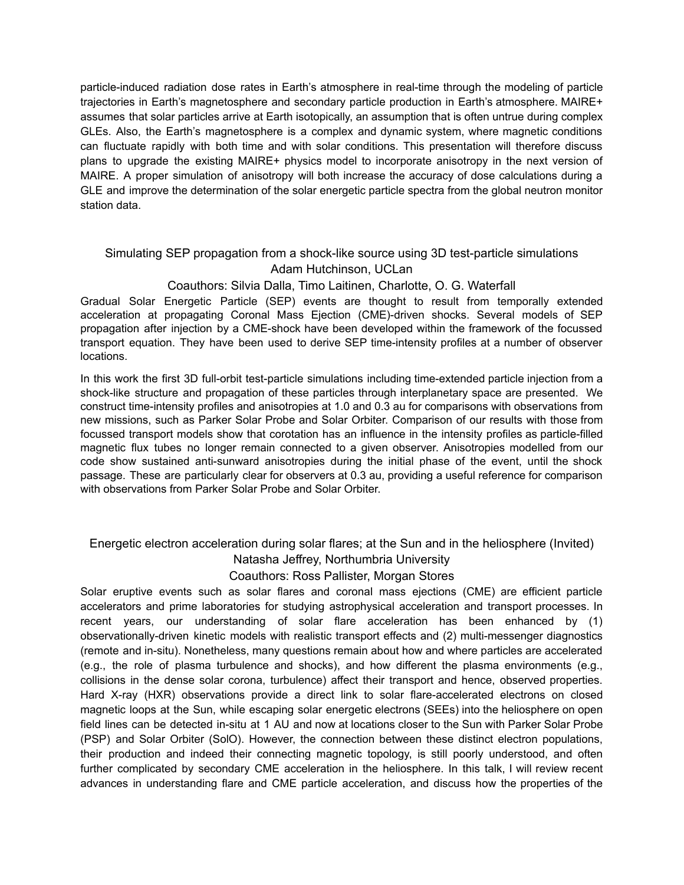particle-induced radiation dose rates in Earth's atmosphere in real-time through the modeling of particle trajectories in Earth's magnetosphere and secondary particle production in Earth's atmosphere. MAIRE+ assumes that solar particles arrive at Earth isotopically, an assumption that is often untrue during complex GLEs. Also, the Earth's magnetosphere is a complex and dynamic system, where magnetic conditions can fluctuate rapidly with both time and with solar conditions. This presentation will therefore discuss plans to upgrade the existing MAIRE+ physics model to incorporate anisotropy in the next version of MAIRE. A proper simulation of anisotropy will both increase the accuracy of dose calculations during a GLE and improve the determination of the solar energetic particle spectra from the global neutron monitor station data.

## Simulating SEP propagation from a shock-like source using 3D test-particle simulations

Adam Hutchinson, UCLan

Coauthors: Silvia Dalla, Timo Laitinen, Charlotte, O. G. Waterfall

Gradual Solar Energetic Particle (SEP) events are thought to result from temporally extended acceleration at propagating Coronal Mass Ejection (CME)-driven shocks. Several models of SEP propagation after injection by a CME-shock have been developed within the framework of the focussed transport equation. They have been used to derive SEP time-intensity profiles at a number of observer locations.

In this work the first 3D full-orbit test-particle simulations including time-extended particle injection from a shock-like structure and propagation of these particles through interplanetary space are presented. We construct time-intensity profiles and anisotropies at 1.0 and 0.3 au for comparisons with observations from new missions, such as Parker Solar Probe and Solar Orbiter. Comparison of our results with those from focussed transport models show that corotation has an influence in the intensity profiles as particle-filled magnetic flux tubes no longer remain connected to a given observer. Anisotropies modelled from our code show sustained anti-sunward anisotropies during the initial phase of the event, until the shock passage. These are particularly clear for observers at 0.3 au, providing a useful reference for comparison with observations from Parker Solar Probe and Solar Orbiter.

## Energetic electron acceleration during solar flares; at the Sun and in the heliosphere (Invited)

Natasha Jeffrey, Northumbria University

Coauthors: Ross Pallister, Morgan Stores

Solar eruptive events such as solar flares and coronal mass ejections (CME) are efficient particle accelerators and prime laboratories for studying astrophysical acceleration and transport processes. In recent years, our understanding of solar flare acceleration has been enhanced by (1) observationally-driven kinetic models with realistic transport effects and (2) multi-messenger diagnostics (remote and in-situ). Nonetheless, many questions remain about how and where particles are accelerated (e.g., the role of plasma turbulence and shocks), and how different the plasma environments (e.g., collisions in the dense solar corona, turbulence) affect their transport and hence, observed properties. Hard X-ray (HXR) observations provide a direct link to solar flare-accelerated electrons on closed magnetic loops at the Sun, while escaping solar energetic electrons (SEEs) into the heliosphere on open field lines can be detected in-situ at 1 AU and now at locations closer to the Sun with Parker Solar Probe (PSP) and Solar Orbiter (SolO). However, the connection between these distinct electron populations, their production and indeed their connecting magnetic topology, is still poorly understood, and often further complicated by secondary CME acceleration in the heliosphere. In this talk, I will review recent advances in understanding flare and CME particle acceleration, and discuss how the properties of the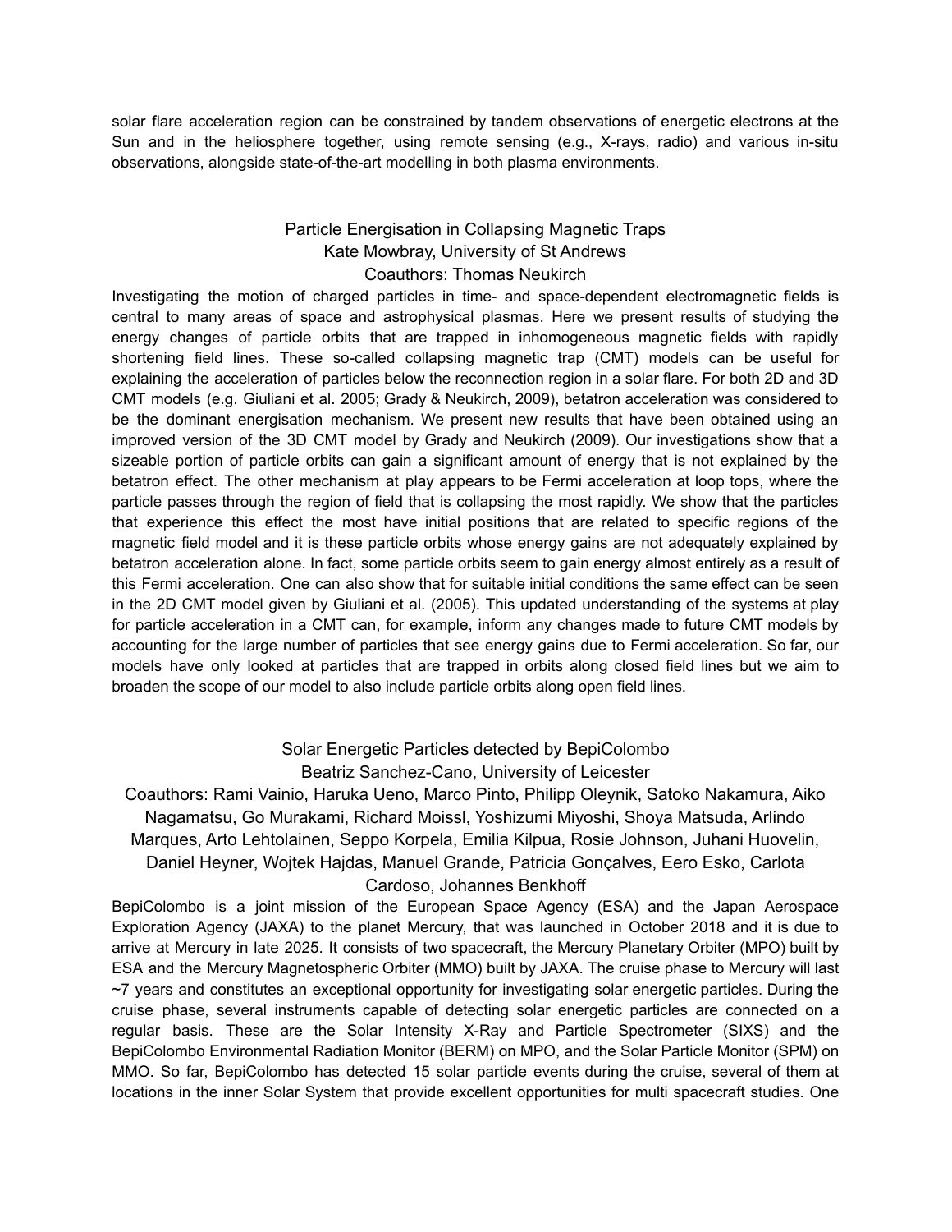solar flare acceleration region can be constrained by tandem observations of energetic electrons at the Sun and in the heliosphere together, using remote sensing (e.g., X-rays, radio) and various in-situ observations, alongside state-of-the-art modelling in both plasma environments.

### Particle Energisation in Collapsing Magnetic Traps

Kate Mowbray, University of St Andrews

Coauthors: Thomas Neukirch

Investigating the motion of charged particles in time- and space-dependent electromagnetic fields is central to many areas of space and astrophysical plasmas. Here we present results of studying the energy changes of particle orbits that are trapped in inhomogeneous magnetic fields with rapidly shortening field lines. These so-called collapsing magnetic trap (CMT) models can be useful for explaining the acceleration of particles below the reconnection region in a solar flare. For both 2D and 3D CMT models (e.g. Giuliani et al. 2005; Grady & Neukirch, 2009), betatron acceleration was considered to be the dominant energisation mechanism. We present new results that have been obtained using an improved version of the 3D CMT model by Grady and Neukirch (2009). Our investigations show that a sizeable portion of particle orbits can gain a significant amount of energy that is not explained by the betatron effect. The other mechanism at play appears to be Fermi acceleration at loop tops, where the particle passes through the region of field that is collapsing the most rapidly. We show that the particles that experience this effect the most have initial positions that are related to specific regions of the magnetic field model and it is these particle orbits whose energy gains are not adequately explained by betatron acceleration alone. In fact, some particle orbits seem to gain energy almost entirely as a result of this Fermi acceleration. One can also show that for suitable initial conditions the same effect can be seen in the 2D CMT model given by Giuliani et al. (2005). This updated understanding of the systems at play for particle acceleration in a CMT can, for example, inform any changes made to future CMT models by accounting for the large number of particles that see energy gains due to Fermi acceleration. So far, our models have only looked at particles that are trapped in orbits along closed field lines but we aim to broaden the scope of our model to also include particle orbits along open field lines.

### Solar Energetic Particles detected by BepiColombo

Beatriz Sanchez-Cano, University of Leicester

Coauthors: Rami Vainio, Haruka Ueno, Marco Pinto, Philipp Oleynik, Satoko Nakamura, Aiko Nagamatsu, Go Murakami, Richard Moissl, Yoshizumi Miyoshi, Shoya Matsuda, Arlindo Marques, Arto Lehtolainen, Seppo Korpela, Emilia Kilpua, Rosie Johnson, Juhani Huovelin, Daniel Heyner, Wojtek Hajdas, Manuel Grande, Patricia Gonçalves, Eero Esko, Carlota Cardoso, Johannes Benkhoff

BepiColombo is a joint mission of the European Space Agency (ESA) and the Japan Aerospace Exploration Agency (JAXA) to the planet Mercury, that was launched in October 2018 and it is due to arrive at Mercury in late 2025. It consists of two spacecraft, the Mercury Planetary Orbiter (MPO) built by ESA and the Mercury Magnetospheric Orbiter (MMO) built by JAXA. The cruise phase to Mercury will last ~7 years and constitutes an exceptional opportunity for investigating solar energetic particles. During the cruise phase, several instruments capable of detecting solar energetic particles are connected on a regular basis. These are the Solar Intensity X-Ray and Particle Spectrometer (SIXS) and the BepiColombo Environmental Radiation Monitor (BERM) on MPO, and the Solar Particle Monitor (SPM) on MMO. So far, BepiColombo has detected 15 solar particle events during the cruise, several of them at locations in the inner Solar System that provide excellent opportunities for multi spacecraft studies. One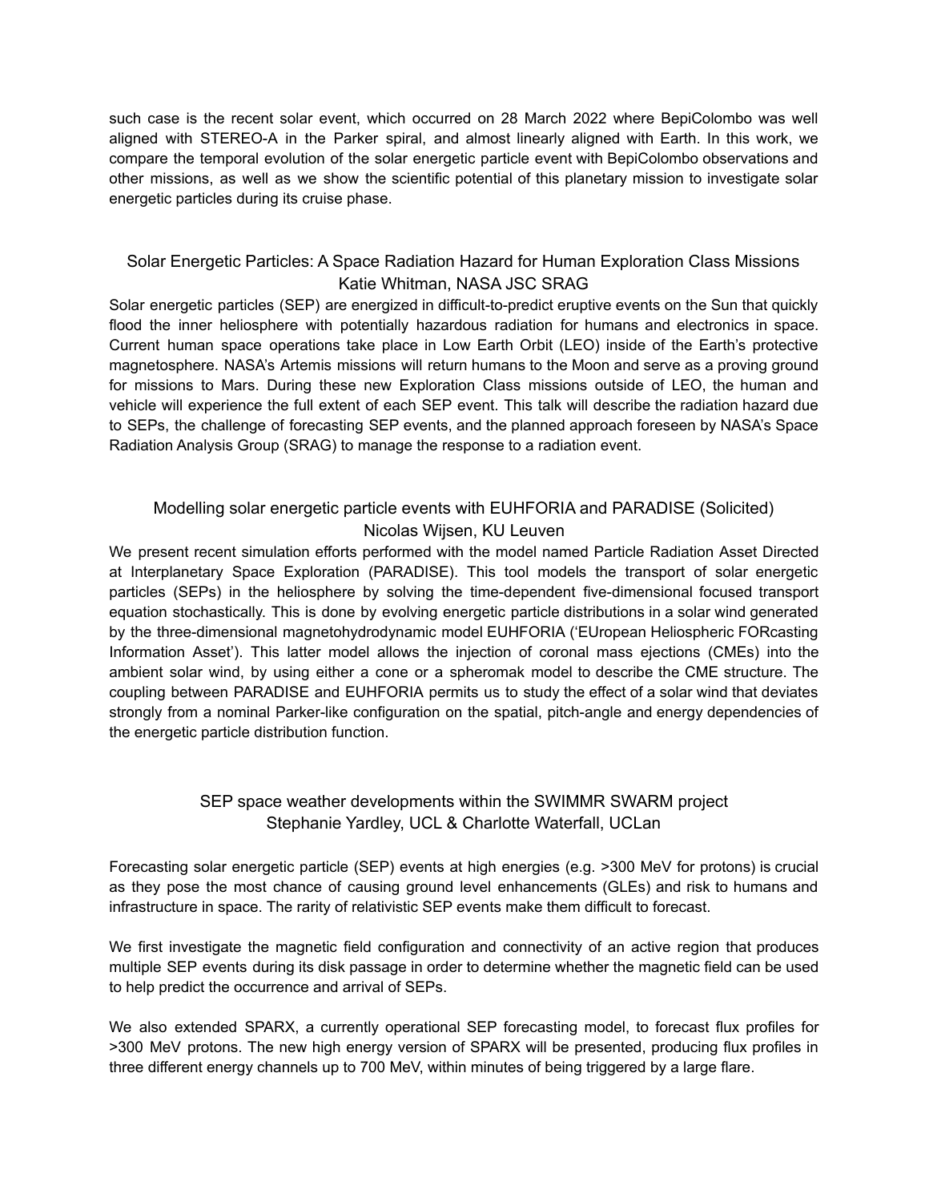such case is the recent solar event, which occurred on 28 March 2022 where BepiColombo was well aligned with STEREO-A in the Parker spiral, and almost linearly aligned with Earth. In this work, we compare the temporal evolution of the solar energetic particle event with BepiColombo observations and other missions, as well as we show the scientific potential of this planetary mission to investigate solar energetic particles during its cruise phase.

## Solar Energetic Particles: A Space Radiation Hazard for Human Exploration Class Missions

Katie Whitman, NASA JSC SRAG

Solar energetic particles (SEP) are energized in difficult-to-predict eruptive events on the Sun that quickly flood the inner heliosphere with potentially hazardous radiation for humans and electronics in space. Current human space operations take place in Low Earth Orbit (LEO) inside of the Earth's protective magnetosphere. NASA's Artemis missions will return humans to the Moon and serve as a proving ground for missions to Mars. During these new Exploration Class missions outside of LEO, the human and vehicle will experience the full extent of each SEP event. This talk will describe the radiation hazard due to SEPs, the challenge of forecasting SEP events, and the planned approach foreseen by NASA's Space Radiation Analysis Group (SRAG) to manage the response to a radiation event.

## Modelling solar energetic particle events with EUHFORIA and PARADISE (Solicited)

Nicolas Wijsen, KU Leuven

We present recent simulation efforts performed with the model named Particle Radiation Asset Directed at Interplanetary Space Exploration (PARADISE). This tool models the transport of solar energetic particles (SEPs) in the heliosphere by solving the time-dependent five-dimensional focused transport equation stochastically. This is done by evolving energetic particle distributions in a solar wind generated by the three-dimensional magnetohydrodynamic model EUHFORIA ('EUropean Heliospheric FORcasting Information Asset'). This latter model allows the injection of coronal mass ejections (CMEs) into the ambient solar wind, by using either a cone or a spheromak model to describe the CME structure. The coupling between PARADISE and EUHFORIA permits us to study the effect of a solar wind that deviates strongly from a nominal Parker-like configuration on the spatial, pitch-angle and energy dependencies of the energetic particle distribution function.

## SEP space weather developments within the SWIMMR SWARM project

Stephanie Yardley, UCL & Charlotte Waterfall, UCLan

Forecasting solar energetic particle (SEP) events at high energies (e.g. >300 MeV for protons) is crucial as they pose the most chance of causing ground level enhancements (GLEs) and risk to humans and infrastructure in space. The rarity of relativistic SEP events make them difficult to forecast.

We first investigate the magnetic field configuration and connectivity of an active region that produces multiple SEP events during its disk passage in order to determine whether the magnetic field can be used to help predict the occurrence and arrival of SEPs.

We also extended SPARX, a currently operational SEP forecasting model, to forecast flux profiles for >300 MeV protons. The new high energy version of SPARX will be presented, producing flux profiles in three different energy channels up to 700 MeV, within minutes of being triggered by a large flare.